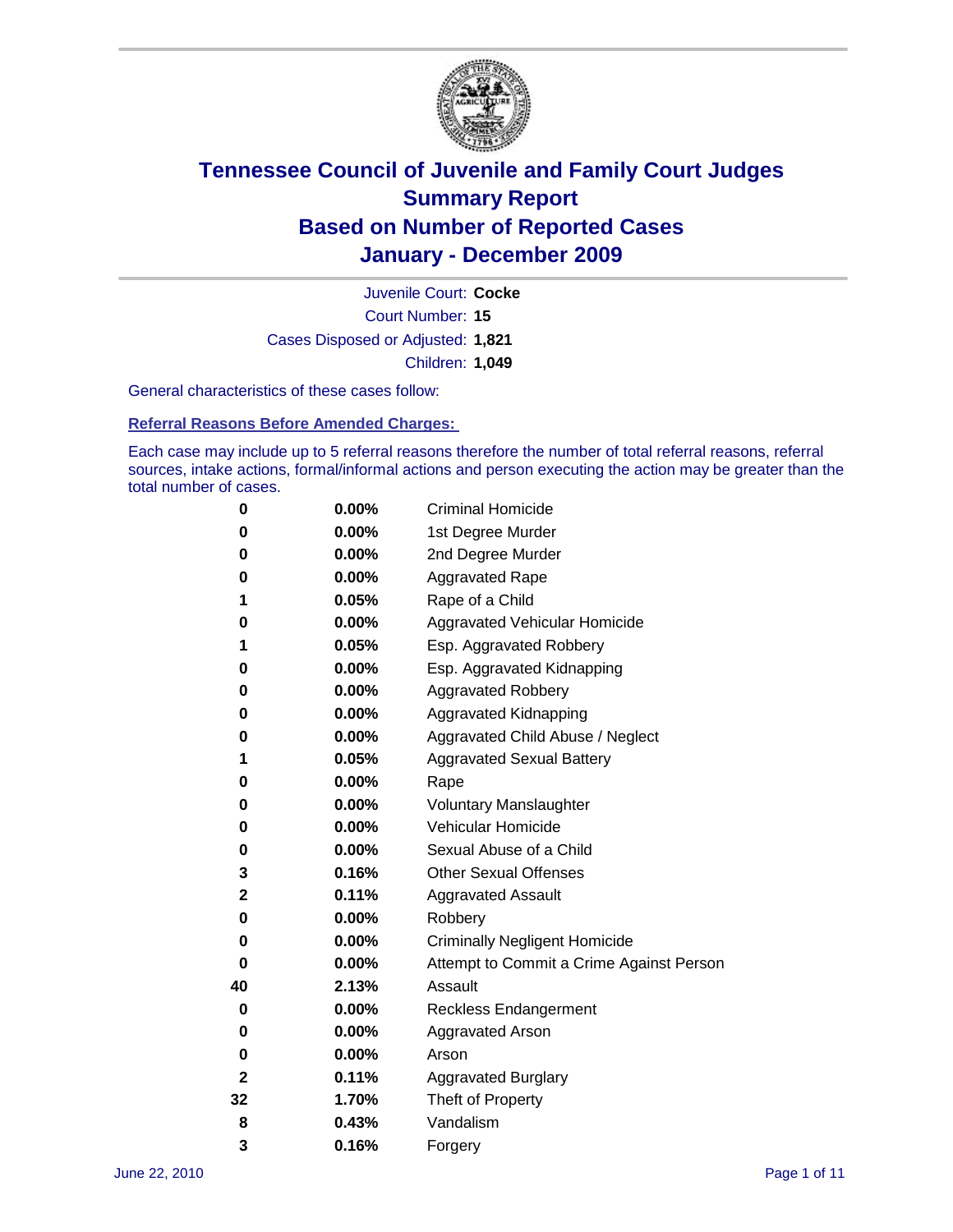# Tennessee Council of Juvenile and Family Court Judges
## Summary Report
## Based on Number of Reported Cases
## January - December 2009

Juvenile Court: **Cocke**

Court Number: **15**

Cases Disposed or Adjusted: **1,821**

Children: **1,049**

General characteristics of these cases follow:

### Referral Reasons Before Amended Charges:

Each case may include up to 5 referral reasons therefore the number of total referral reasons, referral sources, intake actions, formal/informal actions and person executing the action may be greater than the total number of cases.

| Count | Percent | Referral Reason |
|---|---|---|
| 0 | 0.00% | Criminal Homicide |
| 0 | 0.00% | 1st Degree Murder |
| 0 | 0.00% | 2nd Degree Murder |
| 0 | 0.00% | Aggravated Rape |
| 1 | 0.05% | Rape of a Child |
| 0 | 0.00% | Aggravated Vehicular Homicide |
| 1 | 0.05% | Esp. Aggravated Robbery |
| 0 | 0.00% | Esp. Aggravated Kidnapping |
| 0 | 0.00% | Aggravated Robbery |
| 0 | 0.00% | Aggravated Kidnapping |
| 0 | 0.00% | Aggravated Child Abuse / Neglect |
| 1 | 0.05% | Aggravated Sexual Battery |
| 0 | 0.00% | Rape |
| 0 | 0.00% | Voluntary Manslaughter |
| 0 | 0.00% | Vehicular Homicide |
| 0 | 0.00% | Sexual Abuse of a Child |
| 3 | 0.16% | Other Sexual Offenses |
| 2 | 0.11% | Aggravated Assault |
| 0 | 0.00% | Robbery |
| 0 | 0.00% | Criminally Negligent Homicide |
| 0 | 0.00% | Attempt to Commit a Crime Against Person |
| 40 | 2.13% | Assault |
| 0 | 0.00% | Reckless Endangerment |
| 0 | 0.00% | Aggravated Arson |
| 0 | 0.00% | Arson |
| 2 | 0.11% | Aggravated Burglary |
| 32 | 1.70% | Theft of Property |
| 8 | 0.43% | Vandalism |
| 3 | 0.16% | Forgery |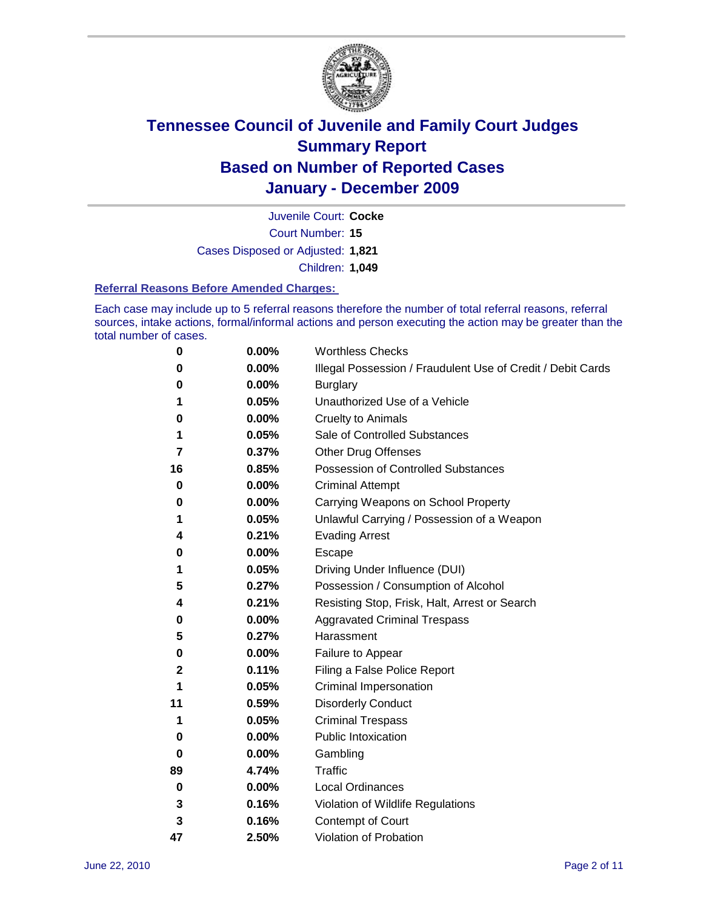# Tennessee Council of Juvenile and Family Court Judges
## Summary Report
## Based on Number of Reported Cases
## January - December 2009

Juvenile Court: **Cocke**
Court Number: **15**
Cases Disposed or Adjusted: **1,821**
Children: **1,049**

### Referral Reasons Before Amended Charges:

Each case may include up to 5 referral reasons therefore the number of total referral reasons, referral sources, intake actions, formal/informal actions and person executing the action may be greater than the total number of cases.

| Count | Percent | Referral Reason |
|---|---|---|
| 0 | 0.00% | Worthless Checks |
| 0 | 0.00% | Illegal Possession / Fraudulent Use of Credit / Debit Cards |
| 0 | 0.00% | Burglary |
| 1 | 0.05% | Unauthorized Use of a Vehicle |
| 0 | 0.00% | Cruelty to Animals |
| 1 | 0.05% | Sale of Controlled Substances |
| 7 | 0.37% | Other Drug Offenses |
| 16 | 0.85% | Possession of Controlled Substances |
| 0 | 0.00% | Criminal Attempt |
| 0 | 0.00% | Carrying Weapons on School Property |
| 1 | 0.05% | Unlawful Carrying / Possession of a Weapon |
| 4 | 0.21% | Evading Arrest |
| 0 | 0.00% | Escape |
| 1 | 0.05% | Driving Under Influence (DUI) |
| 5 | 0.27% | Possession / Consumption of Alcohol |
| 4 | 0.21% | Resisting Stop, Frisk, Halt, Arrest or Search |
| 0 | 0.00% | Aggravated Criminal Trespass |
| 5 | 0.27% | Harassment |
| 0 | 0.00% | Failure to Appear |
| 2 | 0.11% | Filing a False Police Report |
| 1 | 0.05% | Criminal Impersonation |
| 11 | 0.59% | Disorderly Conduct |
| 1 | 0.05% | Criminal Trespass |
| 0 | 0.00% | Public Intoxication |
| 0 | 0.00% | Gambling |
| 89 | 4.74% | Traffic |
| 0 | 0.00% | Local Ordinances |
| 3 | 0.16% | Violation of Wildlife Regulations |
| 3 | 0.16% | Contempt of Court |
| 47 | 2.50% | Violation of Probation |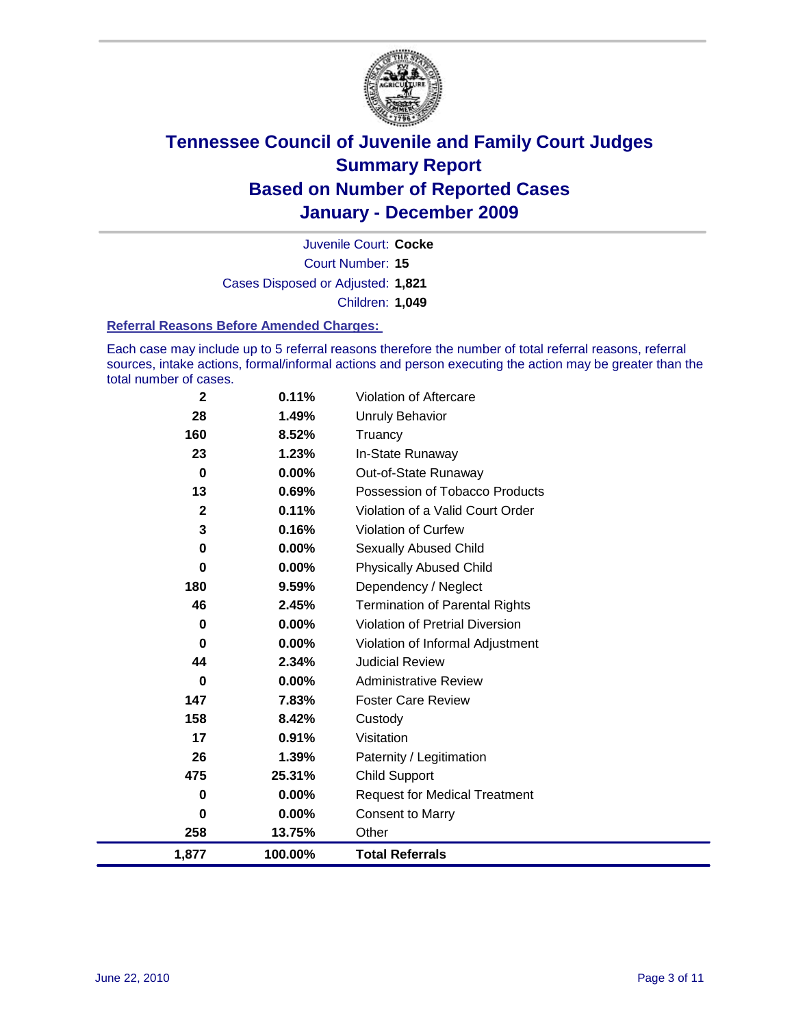# Tennessee Council of Juvenile and Family Court Judges
## Summary Report
## Based on Number of Reported Cases
## January - December 2009

Juvenile Court: **Cocke**
Court Number: **15**
Cases Disposed or Adjusted: **1,821**
Children: **1,049**

### Referral Reasons Before Amended Charges:

Each case may include up to 5 referral reasons therefore the number of total referral reasons, referral sources, intake actions, formal/informal actions and person executing the action may be greater than the total number of cases.

| Count | Percent | Referral Reason |
|---|---|---|
| 2 | 0.11% | Violation of Aftercare |
| 28 | 1.49% | Unruly Behavior |
| 160 | 8.52% | Truancy |
| 23 | 1.23% | In-State Runaway |
| 0 | 0.00% | Out-of-State Runaway |
| 13 | 0.69% | Possession of Tobacco Products |
| 2 | 0.11% | Violation of a Valid Court Order |
| 3 | 0.16% | Violation of Curfew |
| 0 | 0.00% | Sexually Abused Child |
| 0 | 0.00% | Physically Abused Child |
| 180 | 9.59% | Dependency / Neglect |
| 46 | 2.45% | Termination of Parental Rights |
| 0 | 0.00% | Violation of Pretrial Diversion |
| 0 | 0.00% | Violation of Informal Adjustment |
| 44 | 2.34% | Judicial Review |
| 0 | 0.00% | Administrative Review |
| 147 | 7.83% | Foster Care Review |
| 158 | 8.42% | Custody |
| 17 | 0.91% | Visitation |
| 26 | 1.39% | Paternity / Legitimation |
| 475 | 25.31% | Child Support |
| 0 | 0.00% | Request for Medical Treatment |
| 0 | 0.00% | Consent to Marry |
| 258 | 13.75% | Other |
| **1,877** | **100.00%** | **Total Referrals** |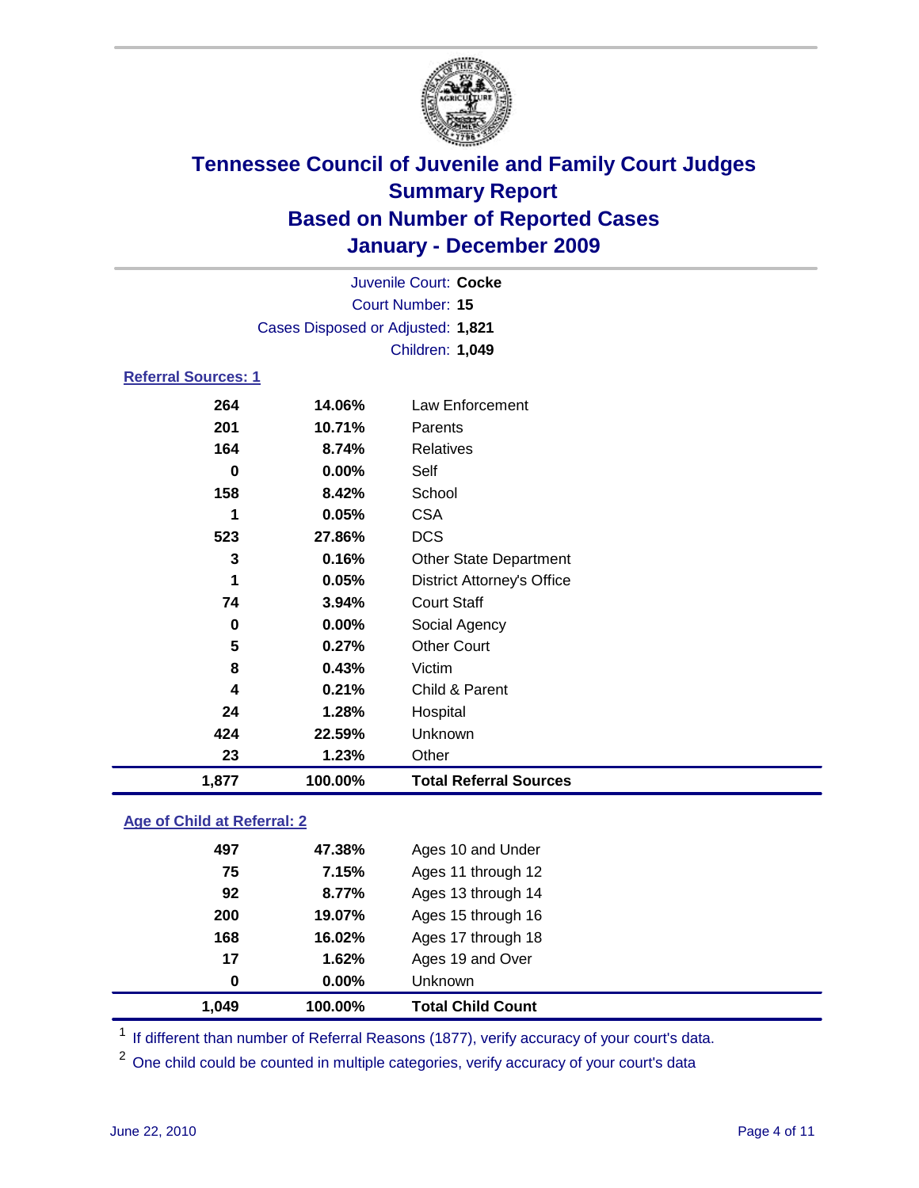# Tennessee Council of Juvenile and Family Court Judges
## Summary Report
## Based on Number of Reported Cases
## January - December 2009

Juvenile Court: **Cocke**
Court Number: **15**
Cases Disposed or Adjusted: **1,821**
Children: **1,049**

### Referral Sources: 1

| Count | Percent | Source |
|---|---|---|
| 264 | 14.06% | Law Enforcement |
| 201 | 10.71% | Parents |
| 164 | 8.74% | Relatives |
| 0 | 0.00% | Self |
| 158 | 8.42% | School |
| 1 | 0.05% | CSA |
| 523 | 27.86% | DCS |
| 3 | 0.16% | Other State Department |
| 1 | 0.05% | District Attorney's Office |
| 74 | 3.94% | Court Staff |
| 0 | 0.00% | Social Agency |
| 5 | 0.27% | Other Court |
| 8 | 0.43% | Victim |
| 4 | 0.21% | Child & Parent |
| 24 | 1.28% | Hospital |
| 424 | 22.59% | Unknown |
| 23 | 1.23% | Other |
| **1,877** | **100.00%** | **Total Referral Sources** |

### Age of Child at Referral: 2

| Count | Percent | Age Group |
|---|---|---|
| 497 | 47.38% | Ages 10 and Under |
| 75 | 7.15% | Ages 11 through 12 |
| 92 | 8.77% | Ages 13 through 14 |
| 200 | 19.07% | Ages 15 through 16 |
| 168 | 16.02% | Ages 17 through 18 |
| 17 | 1.62% | Ages 19 and Over |
| 0 | 0.00% | Unknown |
| **1,049** | **100.00%** | **Total Child Count** |

[1] If different than number of Referral Reasons (1877), verify accuracy of your court's data.

[2] One child could be counted in multiple categories, verify accuracy of your court's data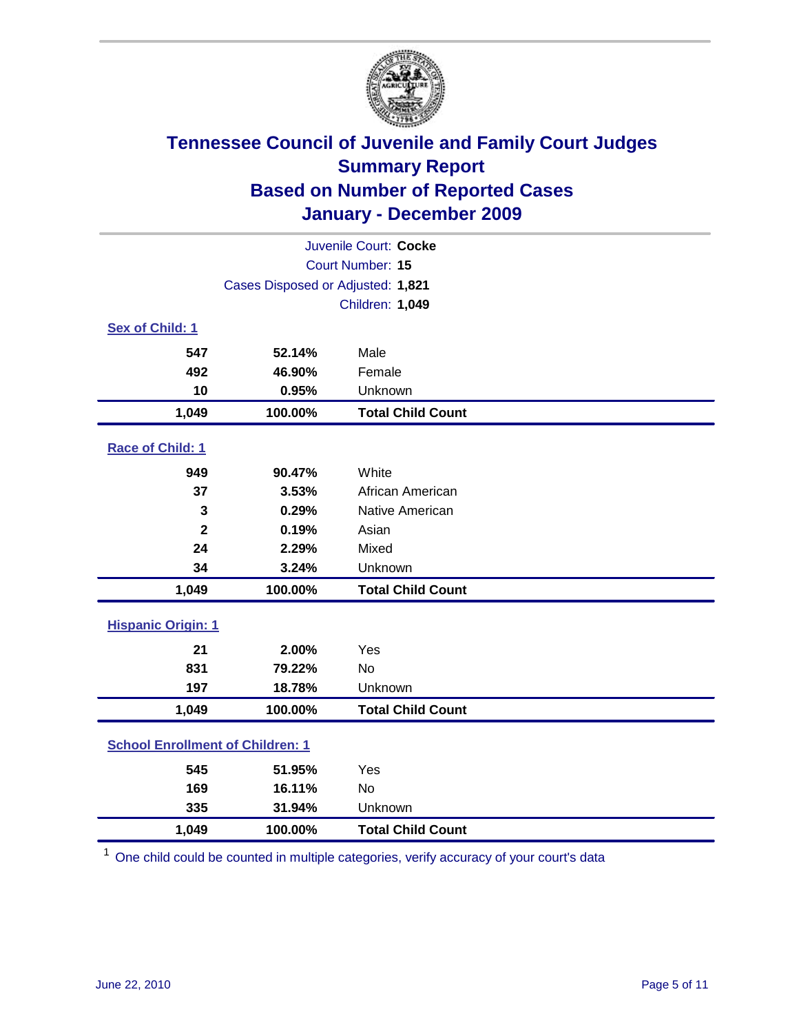# Tennessee Council of Juvenile and Family Court Judges
## Summary Report
## Based on Number of Reported Cases
## January - December 2009

Juvenile Court: **Cocke**

Court Number: **15**

Cases Disposed or Adjusted: **1,821**

Children: **1,049**

### Sex of Child: 1

| Count | Percent | Category |
|---|---|---|
| 547 | 52.14% | Male |
| 492 | 46.90% | Female |
| 10 | 0.95% | Unknown |
| **1,049** | **100.00%** | **Total Child Count** |

### Race of Child: 1

| Count | Percent | Category |
|---|---|---|
| 949 | 90.47% | White |
| 37 | 3.53% | African American |
| 3 | 0.29% | Native American |
| 2 | 0.19% | Asian |
| 24 | 2.29% | Mixed |
| 34 | 3.24% | Unknown |
| **1,049** | **100.00%** | **Total Child Count** |

### Hispanic Origin: 1

| Count | Percent | Category |
|---|---|---|
| 21 | 2.00% | Yes |
| 831 | 79.22% | No |
| 197 | 18.78% | Unknown |
| **1,049** | **100.00%** | **Total Child Count** |

### School Enrollment of Children: 1

| Count | Percent | Category |
|---|---|---|
| 545 | 51.95% | Yes |
| 169 | 16.11% | No |
| 335 | 31.94% | Unknown |
| **1,049** | **100.00%** | **Total Child Count** |

[1] One child could be counted in multiple categories, verify accuracy of your court's data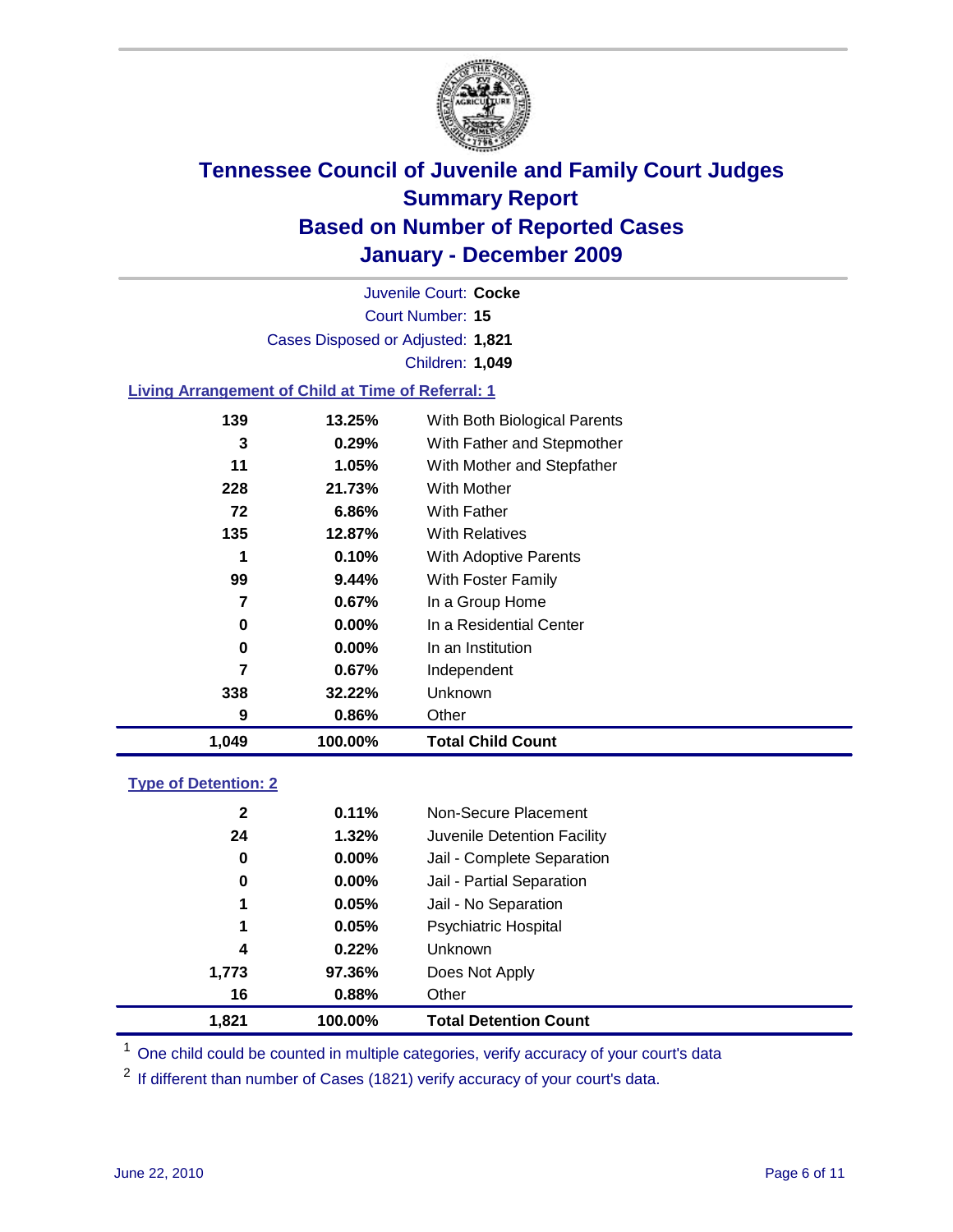# Tennessee Council of Juvenile and Family Court Judges
## Summary Report
## Based on Number of Reported Cases
## January - December 2009

Juvenile Court: **Cocke**
Court Number: **15**
Cases Disposed or Adjusted: **1,821**
Children: **1,049**

### Living Arrangement of Child at Time of Referral: 1

| Count | Percent | Category |
|---|---|---|
| 139 | 13.25% | With Both Biological Parents |
| 3 | 0.29% | With Father and Stepmother |
| 11 | 1.05% | With Mother and Stepfather |
| 228 | 21.73% | With Mother |
| 72 | 6.86% | With Father |
| 135 | 12.87% | With Relatives |
| 1 | 0.10% | With Adoptive Parents |
| 99 | 9.44% | With Foster Family |
| 7 | 0.67% | In a Group Home |
| 0 | 0.00% | In a Residential Center |
| 0 | 0.00% | In an Institution |
| 7 | 0.67% | Independent |
| 338 | 32.22% | Unknown |
| 9 | 0.86% | Other |
| **1,049** | **100.00%** | **Total Child Count** |

### Type of Detention: 2

| Count | Percent | Category |
|---|---|---|
| 2 | 0.11% | Non-Secure Placement |
| 24 | 1.32% | Juvenile Detention Facility |
| 0 | 0.00% | Jail - Complete Separation |
| 0 | 0.00% | Jail - Partial Separation |
| 1 | 0.05% | Jail - No Separation |
| 1 | 0.05% | Psychiatric Hospital |
| 4 | 0.22% | Unknown |
| 1,773 | 97.36% | Does Not Apply |
| 16 | 0.88% | Other |
| **1,821** | **100.00%** | **Total Detention Count** |

[1] One child could be counted in multiple categories, verify accuracy of your court's data

[2] If different than number of Cases (1821) verify accuracy of your court's data.

June 22, 2010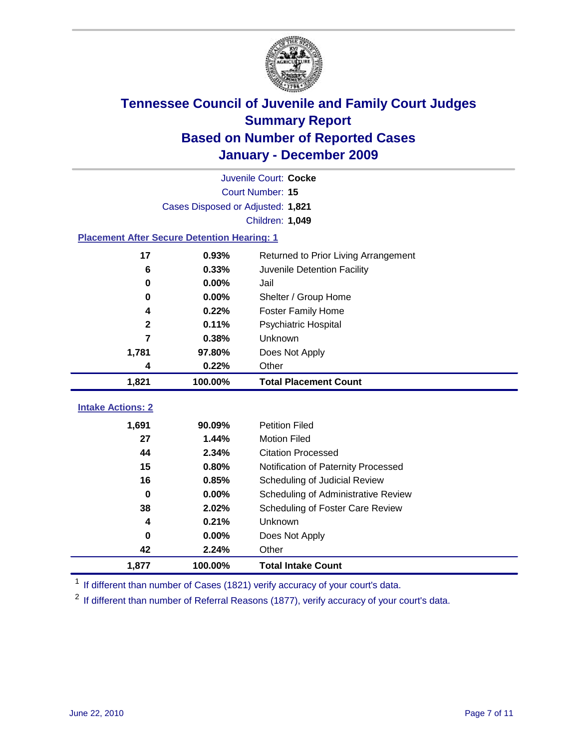# Tennessee Council of Juvenile and Family Court Judges
## Summary Report
## Based on Number of Reported Cases
## January - December 2009

Juvenile Court: **Cocke**

Court Number: **15**

Cases Disposed or Adjusted: **1,821**

Children: **1,049**

### Placement After Secure Detention Hearing: 1

| | | |
|---|---|---|
| 17 | 0.93% | Returned to Prior Living Arrangement |
| 6 | 0.33% | Juvenile Detention Facility |
| 0 | 0.00% | Jail |
| 0 | 0.00% | Shelter / Group Home |
| 4 | 0.22% | Foster Family Home |
| 2 | 0.11% | Psychiatric Hospital |
| 7 | 0.38% | Unknown |
| 1,781 | 97.80% | Does Not Apply |
| 4 | 0.22% | Other |
| **1,821** | **100.00%** | **Total Placement Count** |

### Intake Actions: 2

| | | |
|---|---|---|
| 1,691 | 90.09% | Petition Filed |
| 27 | 1.44% | Motion Filed |
| 44 | 2.34% | Citation Processed |
| 15 | 0.80% | Notification of Paternity Processed |
| 16 | 0.85% | Scheduling of Judicial Review |
| 0 | 0.00% | Scheduling of Administrative Review |
| 38 | 2.02% | Scheduling of Foster Care Review |
| 4 | 0.21% | Unknown |
| 0 | 0.00% | Does Not Apply |
| 42 | 2.24% | Other |
| **1,877** | **100.00%** | **Total Intake Count** |

[1] If different than number of Cases (1821) verify accuracy of your court's data.

[2] If different than number of Referral Reasons (1877), verify accuracy of your court's data.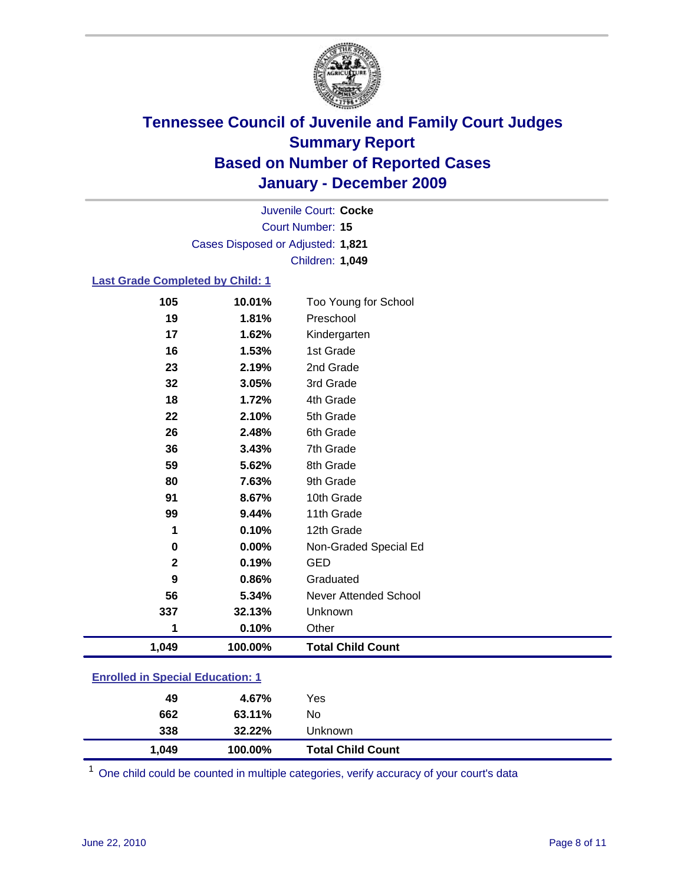# Tennessee Council of Juvenile and Family Court Judges
## Summary Report
## Based on Number of Reported Cases
## January - December 2009

Juvenile Court: **Cocke**

Court Number: **15**

Cases Disposed or Adjusted: **1,821**

Children: **1,049**

### Last Grade Completed by Child: 1

| Count | Percent | Category |
|---|---|---|
| 105 | 10.01% | Too Young for School |
| 19 | 1.81% | Preschool |
| 17 | 1.62% | Kindergarten |
| 16 | 1.53% | 1st Grade |
| 23 | 2.19% | 2nd Grade |
| 32 | 3.05% | 3rd Grade |
| 18 | 1.72% | 4th Grade |
| 22 | 2.10% | 5th Grade |
| 26 | 2.48% | 6th Grade |
| 36 | 3.43% | 7th Grade |
| 59 | 5.62% | 8th Grade |
| 80 | 7.63% | 9th Grade |
| 91 | 8.67% | 10th Grade |
| 99 | 9.44% | 11th Grade |
| 1 | 0.10% | 12th Grade |
| 0 | 0.00% | Non-Graded Special Ed |
| 2 | 0.19% | GED |
| 9 | 0.86% | Graduated |
| 56 | 5.34% | Never Attended School |
| 337 | 32.13% | Unknown |
| 1 | 0.10% | Other |
| **1,049** | **100.00%** | **Total Child Count** |

### Enrolled in Special Education: 1

| Count | Percent | Category |
|---|---|---|
| 49 | 4.67% | Yes |
| 662 | 63.11% | No |
| 338 | 32.22% | Unknown |
| **1,049** | **100.00%** | **Total Child Count** |

[1] One child could be counted in multiple categories, verify accuracy of your court's data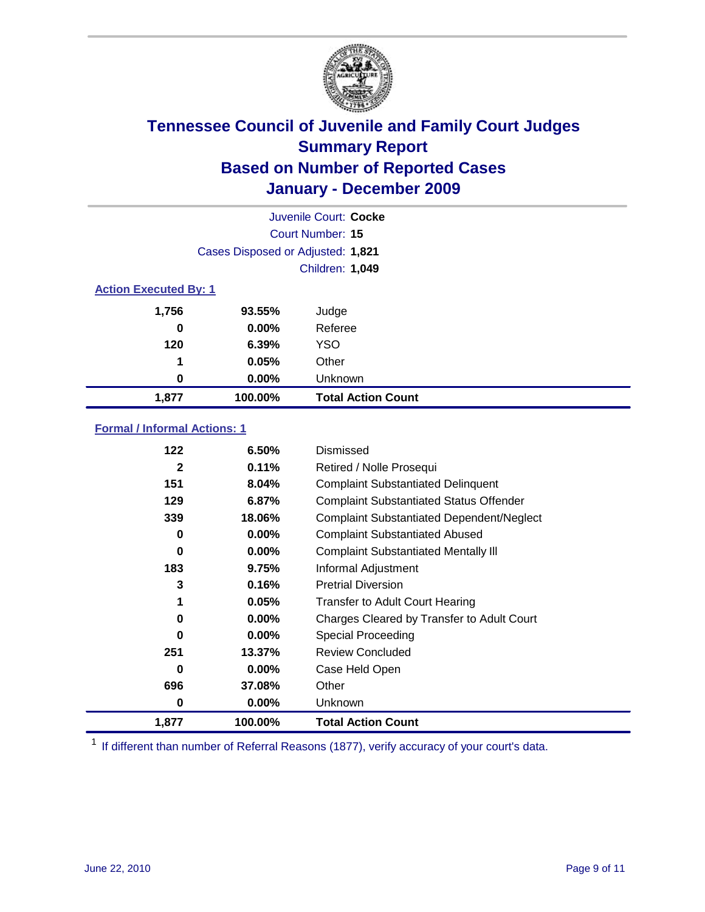# Tennessee Council of Juvenile and Family Court Judges
## Summary Report
## Based on Number of Reported Cases
## January - December 2009

Juvenile Court: **Cocke**
Court Number: **15**
Cases Disposed or Adjusted: **1,821**
Children: **1,049**

### Action Executed By: 1

| | | |
|---|---|---|
| 1,756 | 93.55% | Judge |
| 0 | 0.00% | Referee |
| 120 | 6.39% | YSO |
| 1 | 0.05% | Other |
| 0 | 0.00% | Unknown |
| **1,877** | **100.00%** | **Total Action Count** |

### Formal / Informal Actions: 1

| | | |
|---|---|---|
| 122 | 6.50% | Dismissed |
| 2 | 0.11% | Retired / Nolle Prosequi |
| 151 | 8.04% | Complaint Substantiated Delinquent |
| 129 | 6.87% | Complaint Substantiated Status Offender |
| 339 | 18.06% | Complaint Substantiated Dependent/Neglect |
| 0 | 0.00% | Complaint Substantiated Abused |
| 0 | 0.00% | Complaint Substantiated Mentally Ill |
| 183 | 9.75% | Informal Adjustment |
| 3 | 0.16% | Pretrial Diversion |
| 1 | 0.05% | Transfer to Adult Court Hearing |
| 0 | 0.00% | Charges Cleared by Transfer to Adult Court |
| 0 | 0.00% | Special Proceeding |
| 251 | 13.37% | Review Concluded |
| 0 | 0.00% | Case Held Open |
| 696 | 37.08% | Other |
| 0 | 0.00% | Unknown |
| **1,877** | **100.00%** | **Total Action Count** |

[1] If different than number of Referral Reasons (1877), verify accuracy of your court's data.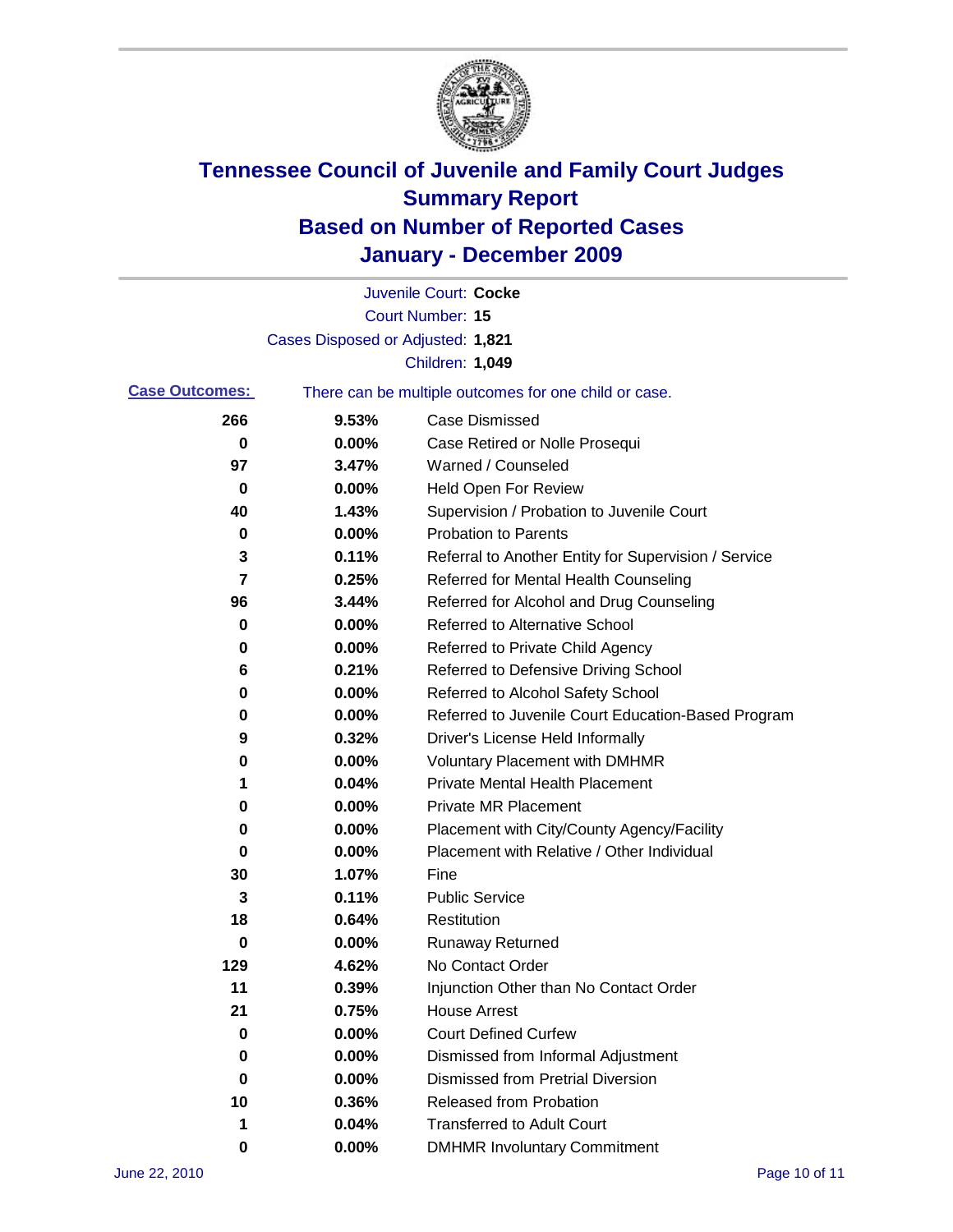# Tennessee Council of Juvenile and Family Court Judges
## Summary Report
## Based on Number of Reported Cases
## January - December 2009

Juvenile Court: **Cocke**
Court Number: **15**
Cases Disposed or Adjusted: **1,821**
Children: **1,049**

**Case Outcomes:** There can be multiple outcomes for one child or case.

| | | |
|---|---|---|
| 266 | 9.53% | Case Dismissed |
| 0 | 0.00% | Case Retired or Nolle Prosequi |
| 97 | 3.47% | Warned / Counseled |
| 0 | 0.00% | Held Open For Review |
| 40 | 1.43% | Supervision / Probation to Juvenile Court |
| 0 | 0.00% | Probation to Parents |
| 3 | 0.11% | Referral to Another Entity for Supervision / Service |
| 7 | 0.25% | Referred for Mental Health Counseling |
| 96 | 3.44% | Referred for Alcohol and Drug Counseling |
| 0 | 0.00% | Referred to Alternative School |
| 0 | 0.00% | Referred to Private Child Agency |
| 6 | 0.21% | Referred to Defensive Driving School |
| 0 | 0.00% | Referred to Alcohol Safety School |
| 0 | 0.00% | Referred to Juvenile Court Education-Based Program |
| 9 | 0.32% | Driver's License Held Informally |
| 0 | 0.00% | Voluntary Placement with DMHMR |
| 1 | 0.04% | Private Mental Health Placement |
| 0 | 0.00% | Private MR Placement |
| 0 | 0.00% | Placement with City/County Agency/Facility |
| 0 | 0.00% | Placement with Relative / Other Individual |
| 30 | 1.07% | Fine |
| 3 | 0.11% | Public Service |
| 18 | 0.64% | Restitution |
| 0 | 0.00% | Runaway Returned |
| 129 | 4.62% | No Contact Order |
| 11 | 0.39% | Injunction Other than No Contact Order |
| 21 | 0.75% | House Arrest |
| 0 | 0.00% | Court Defined Curfew |
| 0 | 0.00% | Dismissed from Informal Adjustment |
| 0 | 0.00% | Dismissed from Pretrial Diversion |
| 10 | 0.36% | Released from Probation |
| 1 | 0.04% | Transferred to Adult Court |
| 0 | 0.00% | DMHMR Involuntary Commitment |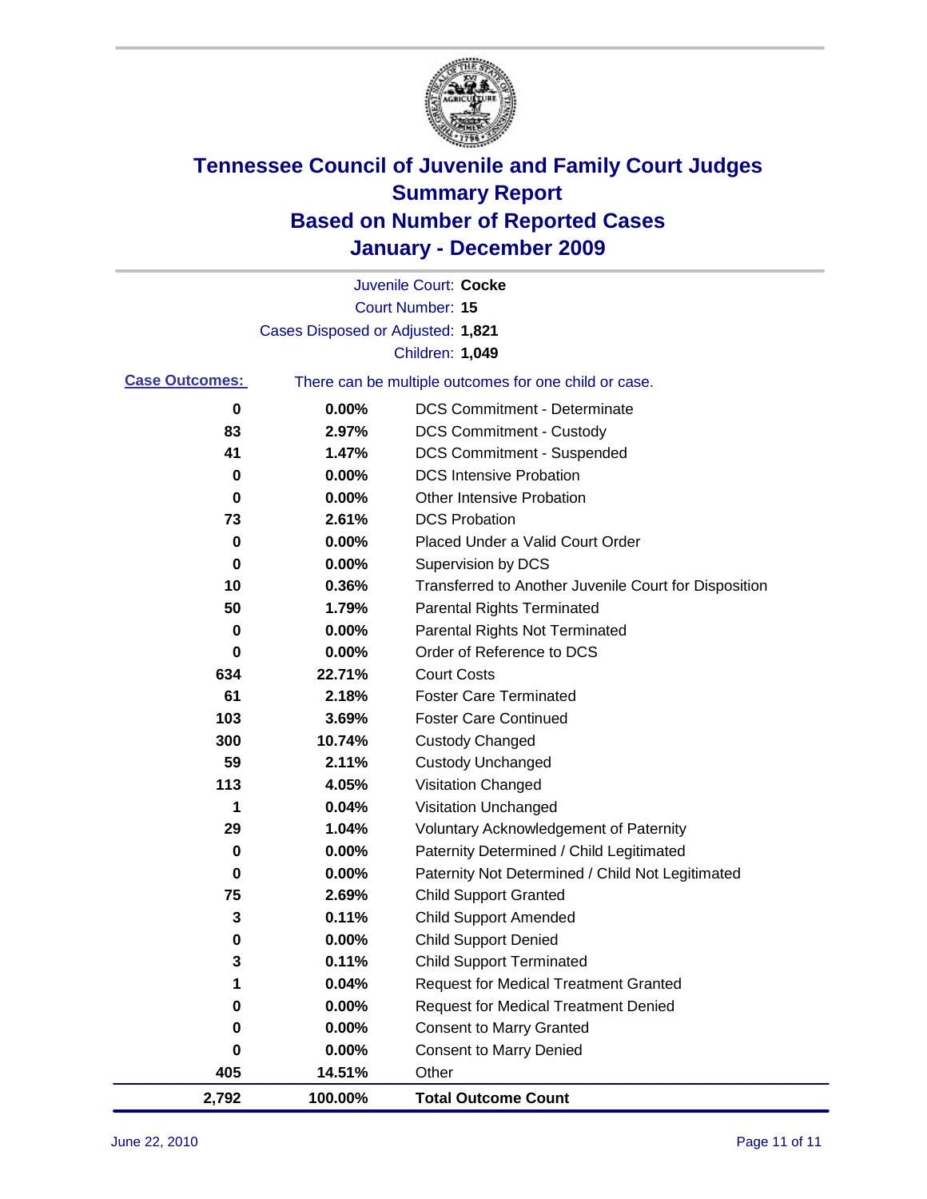# Tennessee Council of Juvenile and Family Court Judges
## Summary Report
## Based on Number of Reported Cases
## January - December 2009

Juvenile Court: **Cocke**

Court Number: **15**

Cases Disposed or Adjusted: **1,821**

Children: **1,049**

**Case Outcomes:** There can be multiple outcomes for one child or case.

| | | |
|---|---|---|
| 0 | 0.00% | DCS Commitment - Determinate |
| 83 | 2.97% | DCS Commitment - Custody |
| 41 | 1.47% | DCS Commitment - Suspended |
| 0 | 0.00% | DCS Intensive Probation |
| 0 | 0.00% | Other Intensive Probation |
| 73 | 2.61% | DCS Probation |
| 0 | 0.00% | Placed Under a Valid Court Order |
| 0 | 0.00% | Supervision by DCS |
| 10 | 0.36% | Transferred to Another Juvenile Court for Disposition |
| 50 | 1.79% | Parental Rights Terminated |
| 0 | 0.00% | Parental Rights Not Terminated |
| 0 | 0.00% | Order of Reference to DCS |
| 634 | 22.71% | Court Costs |
| 61 | 2.18% | Foster Care Terminated |
| 103 | 3.69% | Foster Care Continued |
| 300 | 10.74% | Custody Changed |
| 59 | 2.11% | Custody Unchanged |
| 113 | 4.05% | Visitation Changed |
| 1 | 0.04% | Visitation Unchanged |
| 29 | 1.04% | Voluntary Acknowledgement of Paternity |
| 0 | 0.00% | Paternity Determined / Child Legitimated |
| 0 | 0.00% | Paternity Not Determined / Child Not Legitimated |
| 75 | 2.69% | Child Support Granted |
| 3 | 0.11% | Child Support Amended |
| 0 | 0.00% | Child Support Denied |
| 3 | 0.11% | Child Support Terminated |
| 1 | 0.04% | Request for Medical Treatment Granted |
| 0 | 0.00% | Request for Medical Treatment Denied |
| 0 | 0.00% | Consent to Marry Granted |
| 0 | 0.00% | Consent to Marry Denied |
| 405 | 14.51% | Other |
| **2,792** | **100.00%** | **Total Outcome Count** |